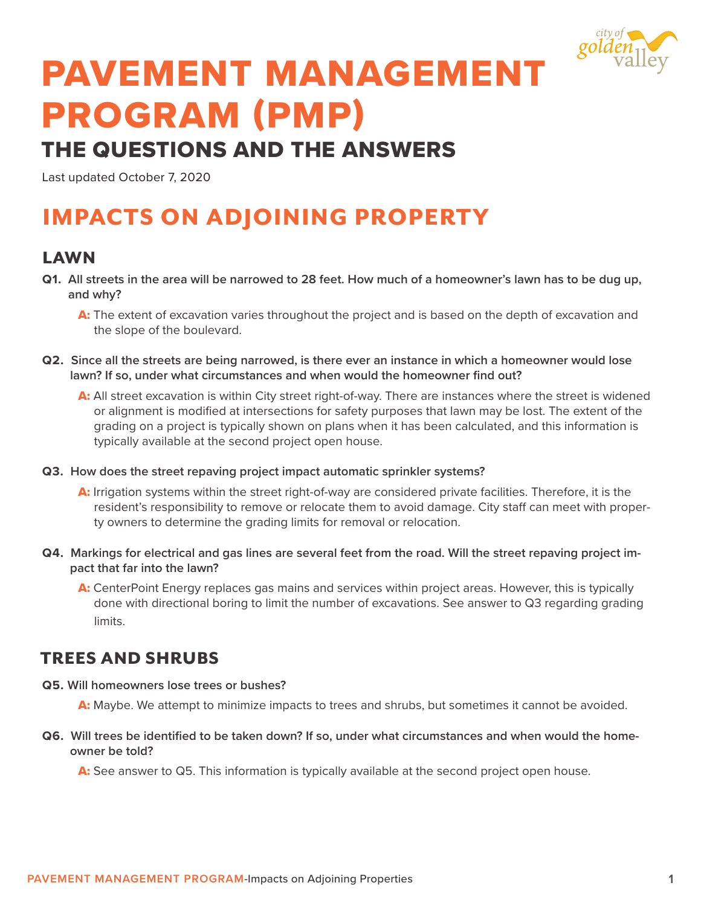# PAVEMENT MANAGEMENT PROGRAM (PMP)

## THE QUESTIONS AND THE ANSWERS

Last updated October 7, 2020

## IMPACTS ON ADJOINING PROPERTY

### LAWN

**Q1. All streets in the area will be narrowed to 28 feet. How much of a homeowner's lawn has to be dug up, and why?**

**A:** The extent of excavation varies throughout the project and is based on the depth of excavation and the slope of the boulevard.

**Q2. Since all the streets are being narrowed, is there ever an instance in which a homeowner would lose lawn? If so, under what circumstances and when would the homeowner find out?**

**A:** All street excavation is within City street right-of-way. There are instances where the street is widened or alignment is modified at intersections for safety purposes that lawn may be lost. The extent of the grading on a project is typically shown on plans when it has been calculated, and this information is typically available at the second project open house.

**Q3. How does the street repaving project impact automatic sprinkler systems?**

**A:** Irrigation systems within the street right-of-way are considered private facilities. Therefore, it is the resident's responsibility to remove or relocate them to avoid damage. City staff can meet with property owners to determine the grading limits for removal or relocation.

**Q4. Markings for electrical and gas lines are several feet from the road. Will the street repaving project impact that far into the lawn?**

**A:** CenterPoint Energy replaces gas mains and services within project areas. However, this is typically done with directional boring to limit the number of excavations. See answer to Q3 regarding grading limits.

### TREES AND SHRUBS

**Q5. Will homeowners lose trees or bushes?**

**A:** Maybe. We attempt to minimize impacts to trees and shrubs, but sometimes it cannot be avoided.

**Q6. Will trees be identified to be taken down? If so, under what circumstances and when would the homeowner be told?**

**A:** See answer to Q5. This information is typically available at the second project open house.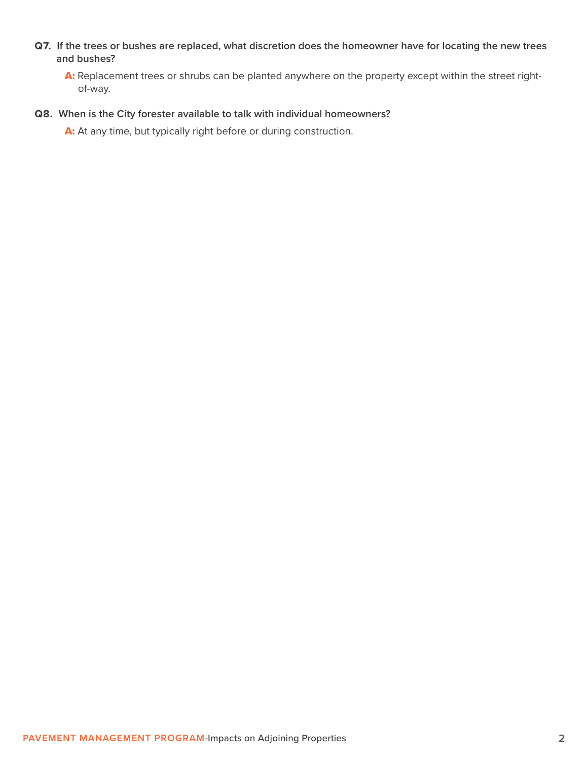**Q7. If the trees or bushes are replaced, what discretion does the homeowner have for locating the new trees and bushes?**

**A:** Replacement trees or shrubs can be planted anywhere on the property except within the street right-of-way.

**Q8. When is the City forester available to talk with individual homeowners?**

**A:** At any time, but typically right before or during construction.